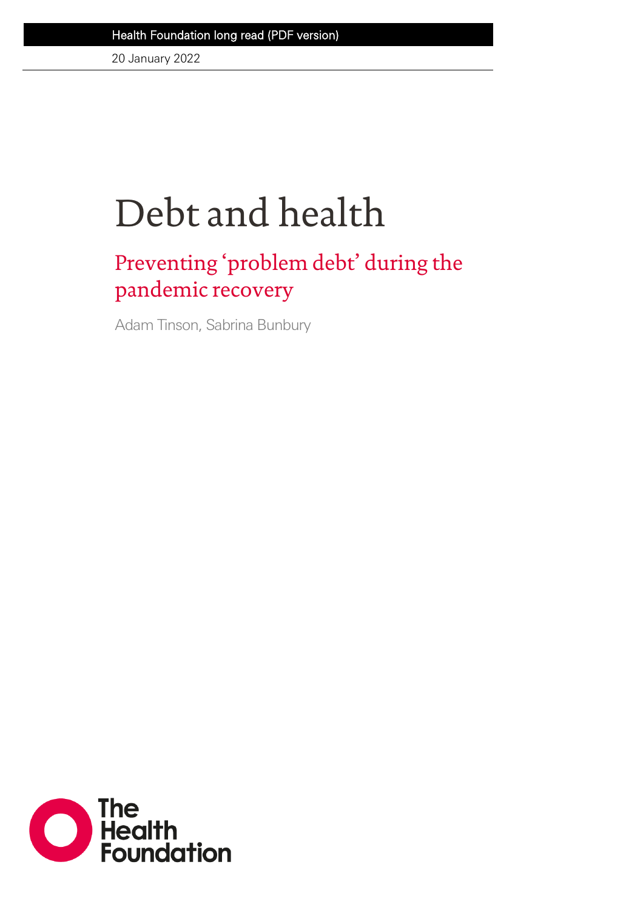Health Foundation long read (PDF version)

20 January 2022

# Debt and health

## Preventing 'problem debt' during the pandemic recovery

Adam Tinson, Sabrina Bunbury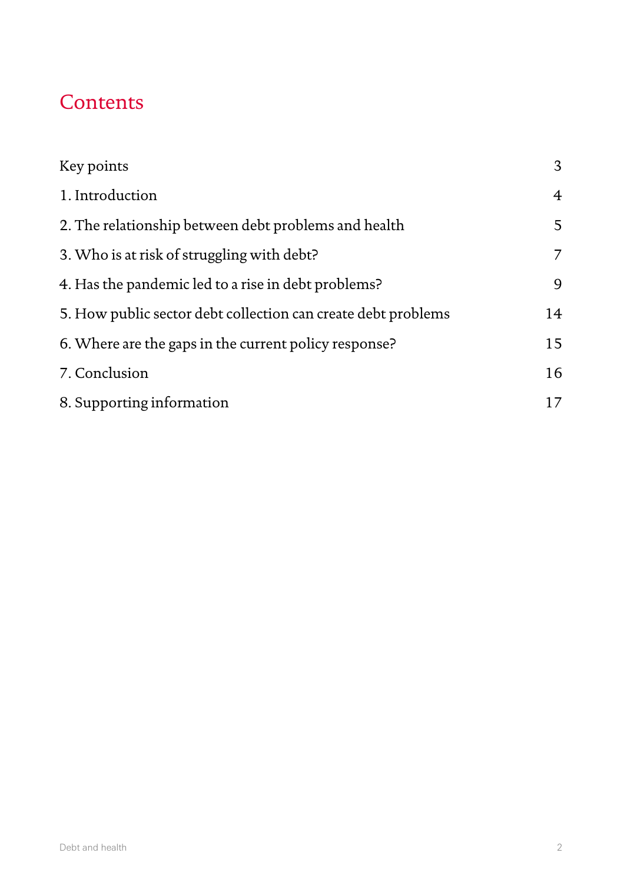# Contents

| | |
|---|---|
| Key points | 3 |
| 1. Introduction | 4 |
| 2. The relationship between debt problems and health | 5 |
| 3. Who is at risk of struggling with debt? | 7 |
| 4. Has the pandemic led to a rise in debt problems? | 9 |
| 5. How public sector debt collection can create debt problems | 14 |
| 6. Where are the gaps in the current policy response? | 15 |
| 7. Conclusion | 16 |
| 8. Supporting information | 17 |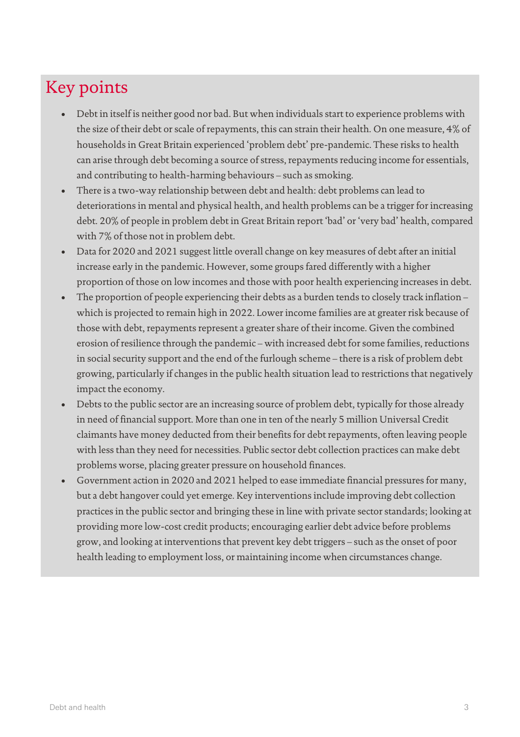# Key points

- Debt in itself is neither good nor bad. But when individuals start to experience problems with the size of their debt or scale of repayments, this can strain their health. On one measure, 4% of households in Great Britain experienced 'problem debt' pre-pandemic. These risks to health can arise through debt becoming a source of stress, repayments reducing income for essentials, and contributing to health-harming behaviours – such as smoking.
- There is a two-way relationship between debt and health: debt problems can lead to deteriorations in mental and physical health, and health problems can be a trigger for increasing debt. 20% of people in problem debt in Great Britain report 'bad' or 'very bad' health, compared with 7% of those not in problem debt.
- Data for 2020 and 2021 suggest little overall change on key measures of debt after an initial increase early in the pandemic. However, some groups fared differently with a higher proportion of those on low incomes and those with poor health experiencing increases in debt.
- The proportion of people experiencing their debts as a burden tends to closely track inflation – which is projected to remain high in 2022. Lower income families are at greater risk because of those with debt, repayments represent a greater share of their income. Given the combined erosion of resilience through the pandemic – with increased debt for some families, reductions in social security support and the end of the furlough scheme – there is a risk of problem debt growing, particularly if changes in the public health situation lead to restrictions that negatively impact the economy.
- Debts to the public sector are an increasing source of problem debt, typically for those already in need of financial support. More than one in ten of the nearly 5 million Universal Credit claimants have money deducted from their benefits for debt repayments, often leaving people with less than they need for necessities. Public sector debt collection practices can make debt problems worse, placing greater pressure on household finances.
- Government action in 2020 and 2021 helped to ease immediate financial pressures for many, but a debt hangover could yet emerge. Key interventions include improving debt collection practices in the public sector and bringing these in line with private sector standards; looking at providing more low-cost credit products; encouraging earlier debt advice before problems grow, and looking at interventions that prevent key debt triggers – such as the onset of poor health leading to employment loss, or maintaining income when circumstances change.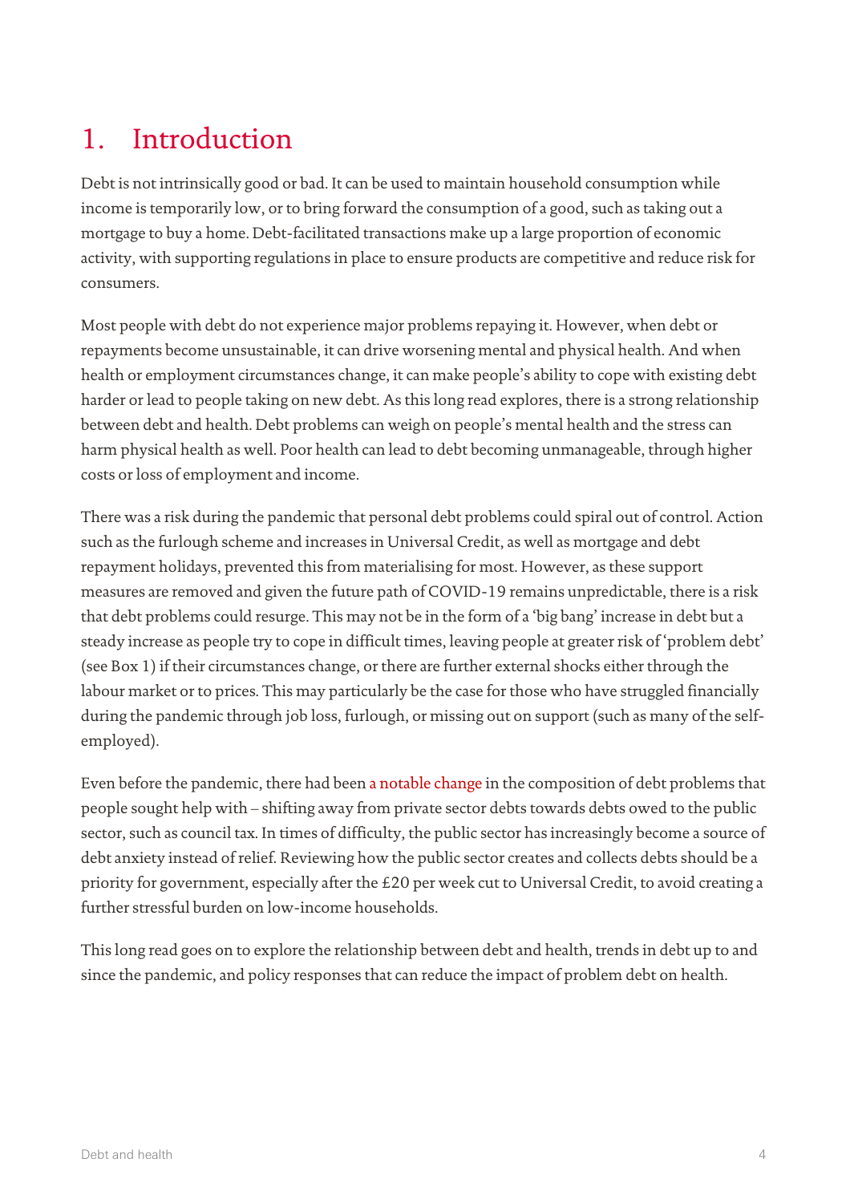# 1. Introduction

Debt is not intrinsically good or bad. It can be used to maintain household consumption while income is temporarily low, or to bring forward the consumption of a good, such as taking out a mortgage to buy a home. Debt-facilitated transactions make up a large proportion of economic activity, with supporting regulations in place to ensure products are competitive and reduce risk for consumers.

Most people with debt do not experience major problems repaying it. However, when debt or repayments become unsustainable, it can drive worsening mental and physical health. And when health or employment circumstances change, it can make people's ability to cope with existing debt harder or lead to people taking on new debt. As this long read explores, there is a strong relationship between debt and health. Debt problems can weigh on people's mental health and the stress can harm physical health as well. Poor health can lead to debt becoming unmanageable, through higher costs or loss of employment and income.

There was a risk during the pandemic that personal debt problems could spiral out of control. Action such as the furlough scheme and increases in Universal Credit, as well as mortgage and debt repayment holidays, prevented this from materialising for most. However, as these support measures are removed and given the future path of COVID-19 remains unpredictable, there is a risk that debt problems could resurge. This may not be in the form of a 'big bang' increase in debt but a steady increase as people try to cope in difficult times, leaving people at greater risk of 'problem debt' (see Box 1) if their circumstances change, or there are further external shocks either through the labour market or to prices. This may particularly be the case for those who have struggled financially during the pandemic through job loss, furlough, or missing out on support (such as many of the self-employed).

Even before the pandemic, there had been a notable change in the composition of debt problems that people sought help with – shifting away from private sector debts towards debts owed to the public sector, such as council tax. In times of difficulty, the public sector has increasingly become a source of debt anxiety instead of relief. Reviewing how the public sector creates and collects debts should be a priority for government, especially after the £20 per week cut to Universal Credit, to avoid creating a further stressful burden on low-income households.

This long read goes on to explore the relationship between debt and health, trends in debt up to and since the pandemic, and policy responses that can reduce the impact of problem debt on health.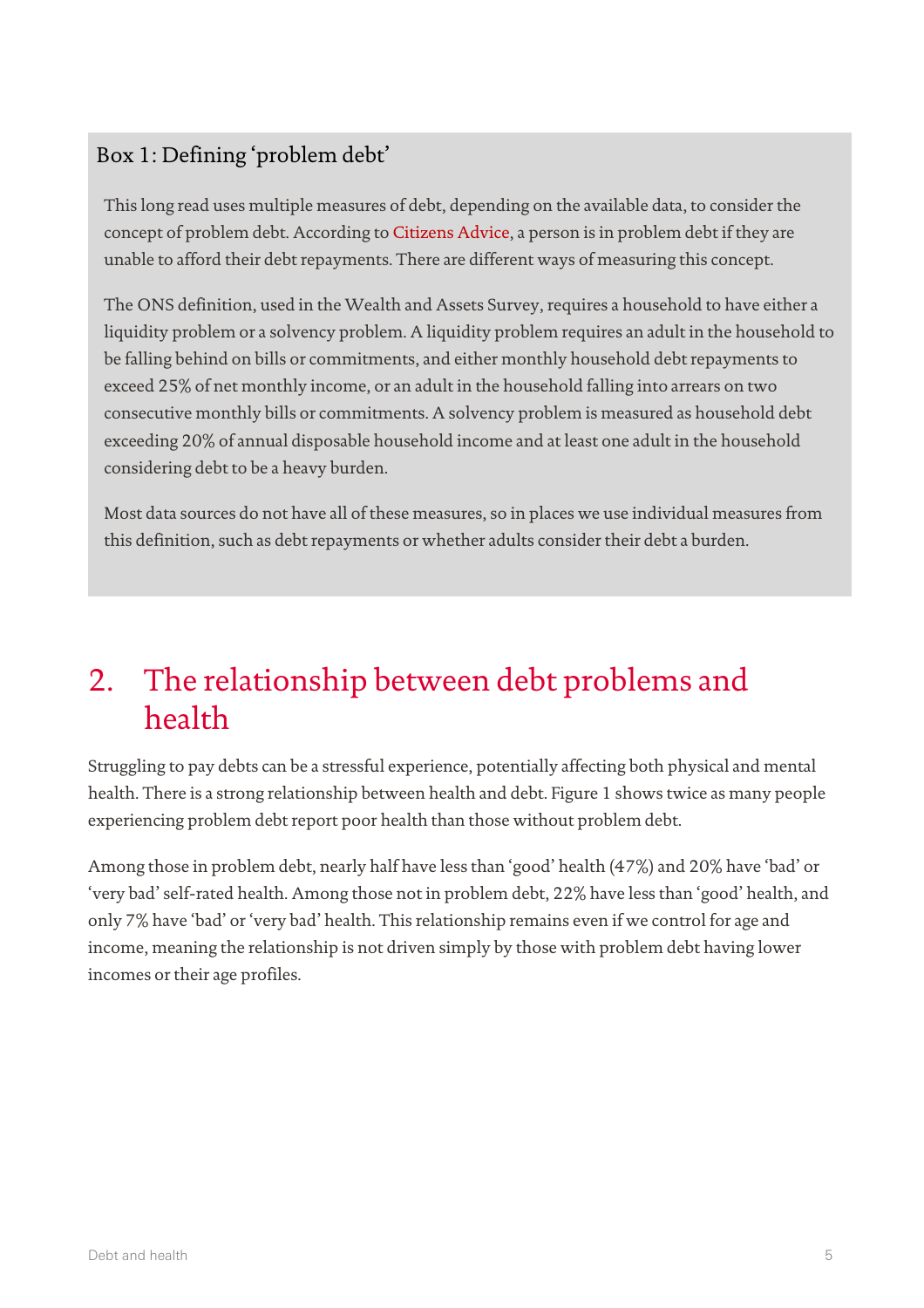### Box 1: Defining 'problem debt'

This long read uses multiple measures of debt, depending on the available data, to consider the concept of problem debt. According to Citizens Advice, a person is in problem debt if they are unable to afford their debt repayments. There are different ways of measuring this concept.

The ONS definition, used in the Wealth and Assets Survey, requires a household to have either a liquidity problem or a solvency problem. A liquidity problem requires an adult in the household to be falling behind on bills or commitments, and either monthly household debt repayments to exceed 25% of net monthly income, or an adult in the household falling into arrears on two consecutive monthly bills or commitments. A solvency problem is measured as household debt exceeding 20% of annual disposable household income and at least one adult in the household considering debt to be a heavy burden.

Most data sources do not have all of these measures, so in places we use individual measures from this definition, such as debt repayments or whether adults consider their debt a burden.

## 2. The relationship between debt problems and health

Struggling to pay debts can be a stressful experience, potentially affecting both physical and mental health. There is a strong relationship between health and debt. Figure 1 shows twice as many people experiencing problem debt report poor health than those without problem debt.

Among those in problem debt, nearly half have less than 'good' health (47%) and 20% have 'bad' or 'very bad' self-rated health. Among those not in problem debt, 22% have less than 'good' health, and only 7% have 'bad' or 'very bad' health. This relationship remains even if we control for age and income, meaning the relationship is not driven simply by those with problem debt having lower incomes or their age profiles.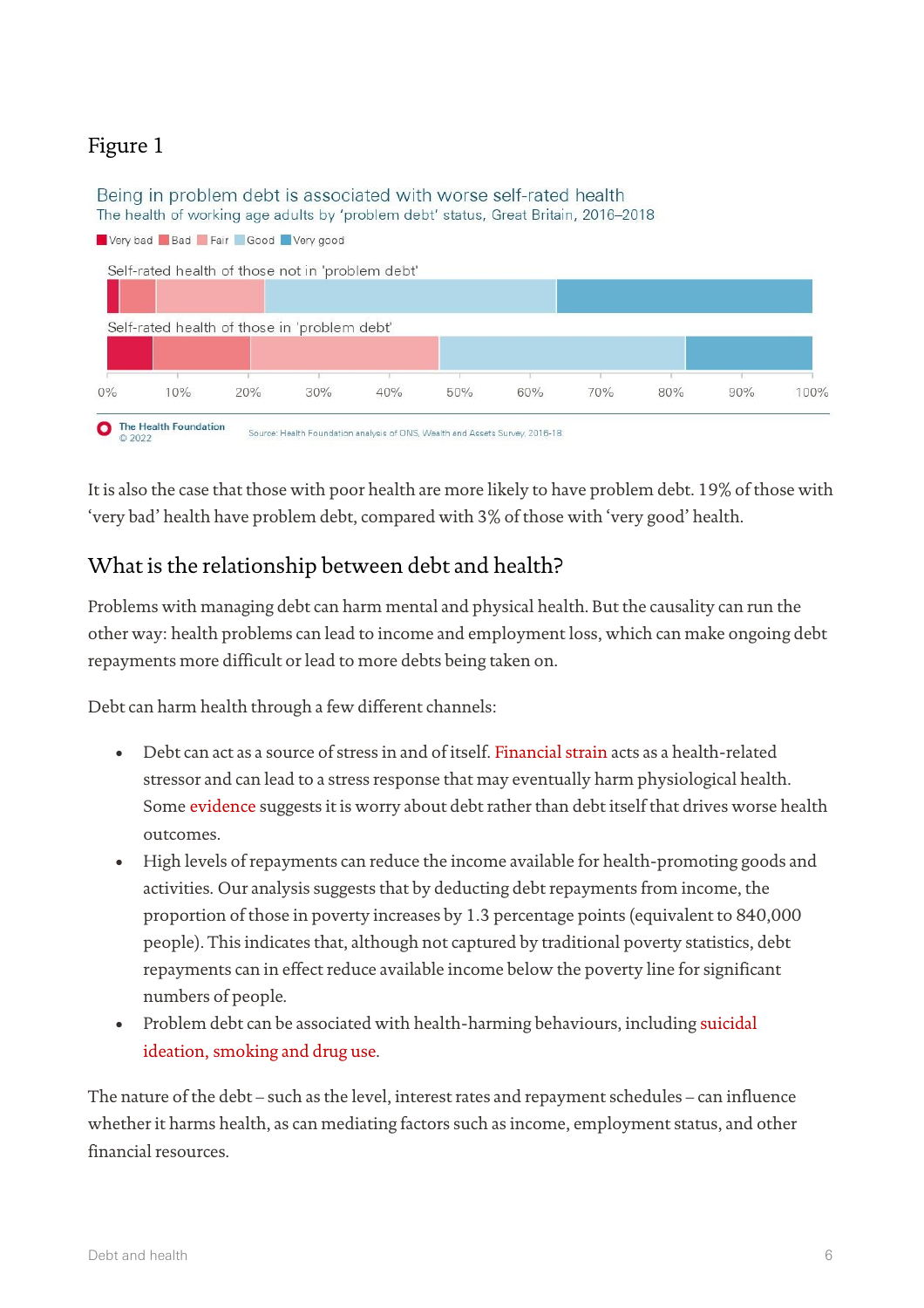## Figure 1

Being in problem debt is associated with worse self-rated health

The health of working age adults by 'problem debt' status, Great Britain, 2016–2018

Very bad | Bad | Fair | Good | Very good

Self-rated health of those not in 'problem debt'

Self-rated health of those in 'problem debt'

0% 10% 20% 30% 40% 50% 60% 70% 80% 90% 100%

The Health Foundation © 2022

Source: Health Foundation analysis of ONS, Wealth and Assets Survey, 2016-18

It is also the case that those with poor health are more likely to have problem debt. 19% of those with 'very bad' health have problem debt, compared with 3% of those with 'very good' health.

## What is the relationship between debt and health?

Problems with managing debt can harm mental and physical health. But the causality can run the other way: health problems can lead to income and employment loss, which can make ongoing debt repayments more difficult or lead to more debts being taken on.

Debt can harm health through a few different channels:

- Debt can act as a source of stress in and of itself. Financial strain acts as a health-related stressor and can lead to a stress response that may eventually harm physiological health. Some evidence suggests it is worry about debt rather than debt itself that drives worse health outcomes.
- High levels of repayments can reduce the income available for health-promoting goods and activities. Our analysis suggests that by deducting debt repayments from income, the proportion of those in poverty increases by 1.3 percentage points (equivalent to 840,000 people). This indicates that, although not captured by traditional poverty statistics, debt repayments can in effect reduce available income below the poverty line for significant numbers of people.
- Problem debt can be associated with health-harming behaviours, including suicidal ideation, smoking and drug use.

The nature of the debt – such as the level, interest rates and repayment schedules – can influence whether it harms health, as can mediating factors such as income, employment status, and other financial resources.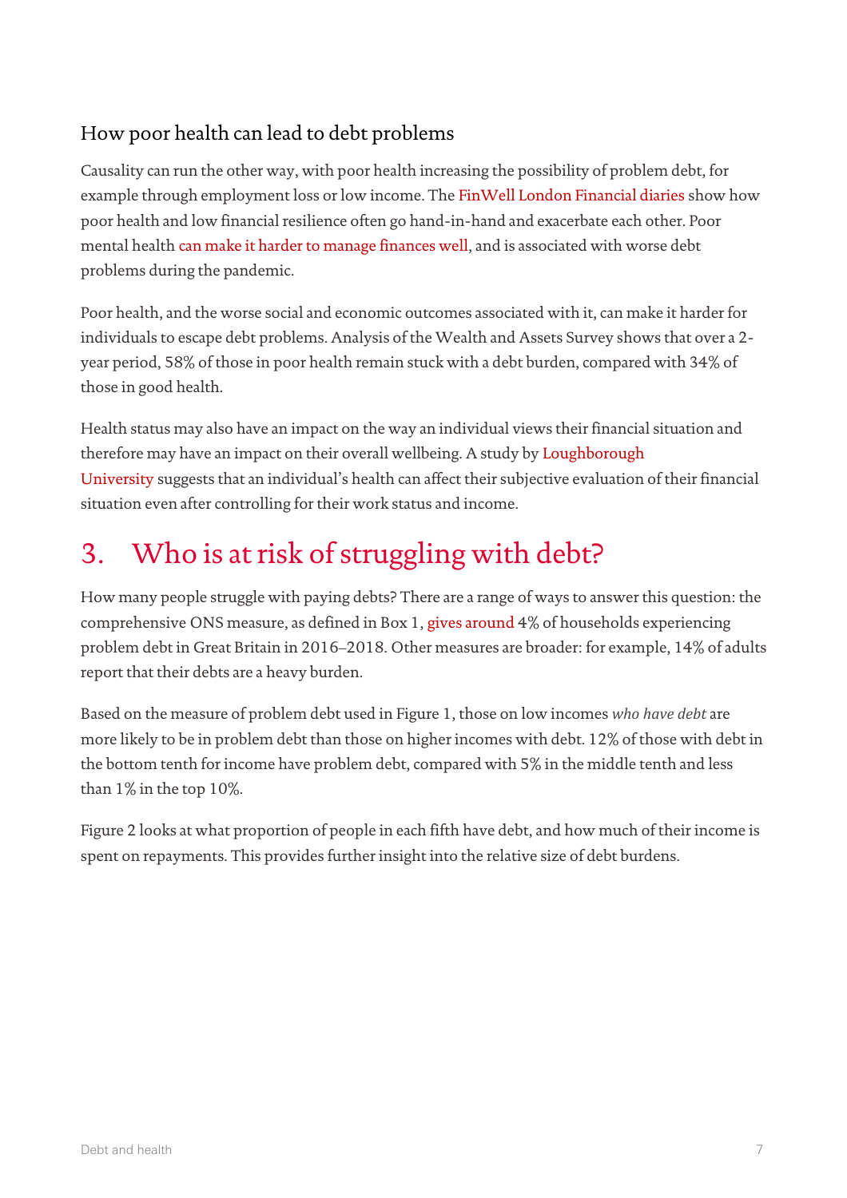### How poor health can lead to debt problems

Causality can run the other way, with poor health increasing the possibility of problem debt, for example through employment loss or low income. The FinWell London Financial diaries show how poor health and low financial resilience often go hand-in-hand and exacerbate each other. Poor mental health can make it harder to manage finances well, and is associated with worse debt problems during the pandemic.

Poor health, and the worse social and economic outcomes associated with it, can make it harder for individuals to escape debt problems. Analysis of the Wealth and Assets Survey shows that over a 2-year period, 58% of those in poor health remain stuck with a debt burden, compared with 34% of those in good health.

Health status may also have an impact on the way an individual views their financial situation and therefore may have an impact on their overall wellbeing. A study by Loughborough University suggests that an individual's health can affect their subjective evaluation of their financial situation even after controlling for their work status and income.

## 3. Who is at risk of struggling with debt?

How many people struggle with paying debts? There are a range of ways to answer this question: the comprehensive ONS measure, as defined in Box 1, gives around 4% of households experiencing problem debt in Great Britain in 2016–2018. Other measures are broader: for example, 14% of adults report that their debts are a heavy burden.

Based on the measure of problem debt used in Figure 1, those on low incomes *who have debt* are more likely to be in problem debt than those on higher incomes with debt. 12% of those with debt in the bottom tenth for income have problem debt, compared with 5% in the middle tenth and less than 1% in the top 10%.

Figure 2 looks at what proportion of people in each fifth have debt, and how much of their income is spent on repayments. This provides further insight into the relative size of debt burdens.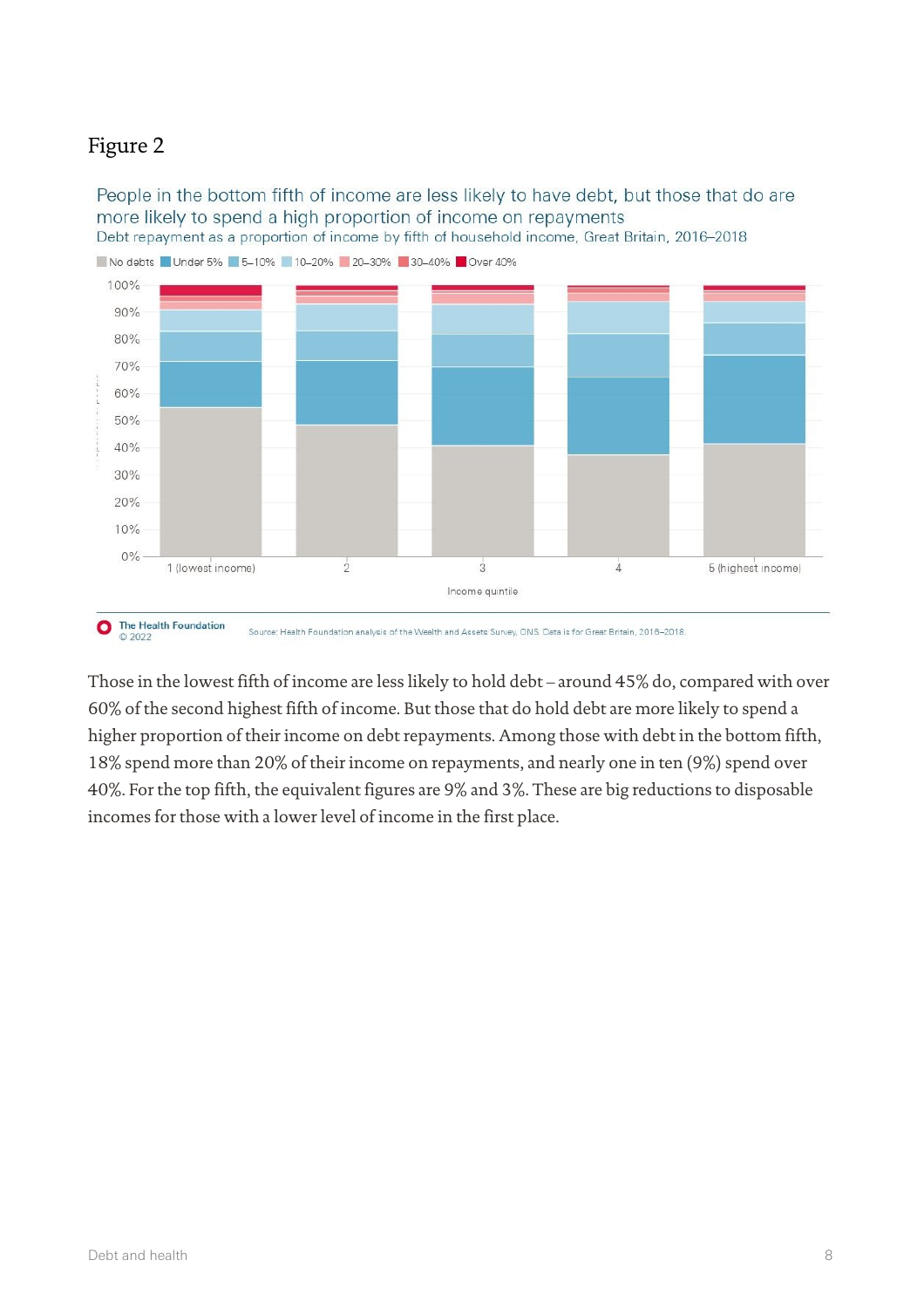# Figure 2

People in the bottom fifth of income are less likely to have debt, but those that do are more likely to spend a high proportion of income on repayments

Debt repayment as a proportion of income by fifth of household income, Great Britain, 2016–2018

No debts | Under 5% | 5–10% | 10–20% | 20–30% | 30–40% | Over 40%

Income quintile: 1 (lowest income), 2, 3, 4, 5 (highest income)

The Health Foundation © 2022

Source: Health Foundation analysis of the Wealth and Assets Survey, ONS. Data is for Great Britain, 2016–2018.

Those in the lowest fifth of income are less likely to hold debt – around 45% do, compared with over 60% of the second highest fifth of income. But those that do hold debt are more likely to spend a higher proportion of their income on debt repayments. Among those with debt in the bottom fifth, 18% spend more than 20% of their income on repayments, and nearly one in ten (9%) spend over 40%. For the top fifth, the equivalent figures are 9% and 3%. These are big reductions to disposable incomes for those with a lower level of income in the first place.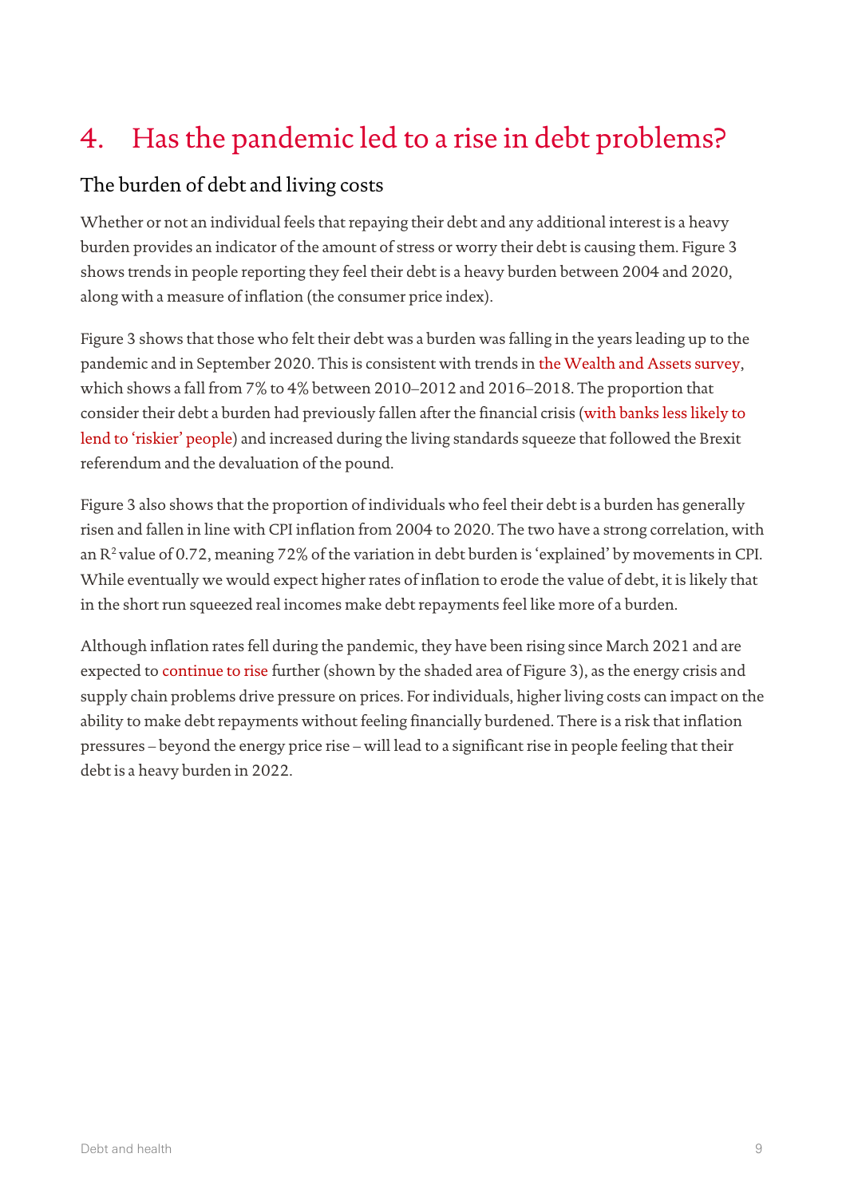# 4. Has the pandemic led to a rise in debt problems?

## The burden of debt and living costs

Whether or not an individual feels that repaying their debt and any additional interest is a heavy burden provides an indicator of the amount of stress or worry their debt is causing them. Figure 3 shows trends in people reporting they feel their debt is a heavy burden between 2004 and 2020, along with a measure of inflation (the consumer price index).

Figure 3 shows that those who felt their debt was a burden was falling in the years leading up to the pandemic and in September 2020. This is consistent with trends in the Wealth and Assets survey, which shows a fall from 7% to 4% between 2010–2012 and 2016–2018. The proportion that consider their debt a burden had previously fallen after the financial crisis (with banks less likely to lend to 'riskier' people) and increased during the living standards squeeze that followed the Brexit referendum and the devaluation of the pound.

Figure 3 also shows that the proportion of individuals who feel their debt is a burden has generally risen and fallen in line with CPI inflation from 2004 to 2020. The two have a strong correlation, with an $R^2$ value of 0.72, meaning 72% of the variation in debt burden is 'explained' by movements in CPI. While eventually we would expect higher rates of inflation to erode the value of debt, it is likely that in the short run squeezed real incomes make debt repayments feel like more of a burden.

Although inflation rates fell during the pandemic, they have been rising since March 2021 and are expected to continue to rise further (shown by the shaded area of Figure 3), as the energy crisis and supply chain problems drive pressure on prices. For individuals, higher living costs can impact on the ability to make debt repayments without feeling financially burdened. There is a risk that inflation pressures – beyond the energy price rise – will lead to a significant rise in people feeling that their debt is a heavy burden in 2022.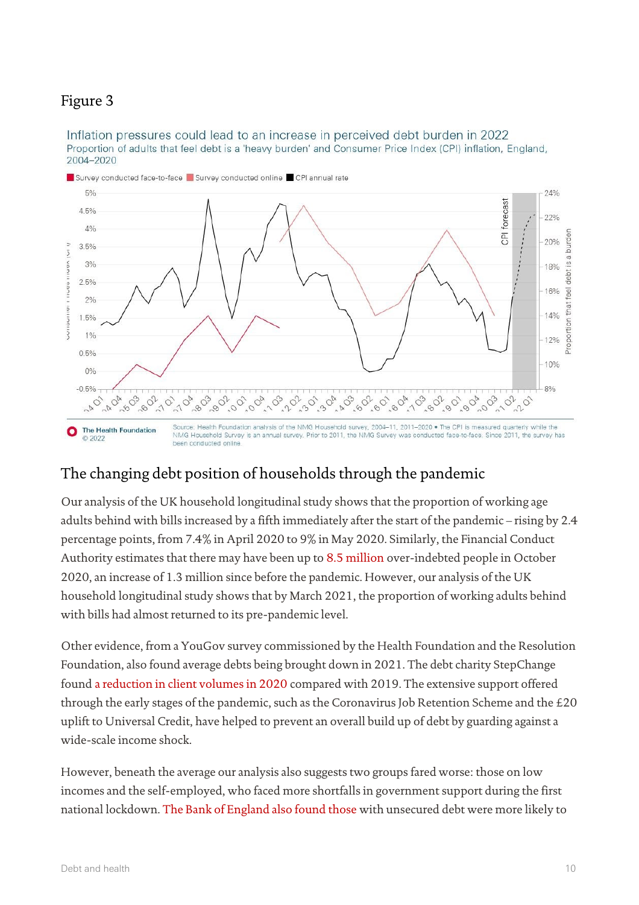## Figure 3

Inflation pressures could lead to an increase in perceived debt burden in 2022

Proportion of adults that feel debt is a 'heavy burden' and Consumer Price Index (CPI) inflation, England, 2004–2020

Source: Health Foundation analysis of the NMG Household survey, 2004–11, 2011–2020 • The CPI is measured quarterly while the NMG Household Survey is an annual survey. Prior to 2011, the NMG Survey was conducted face-to-face. Since 2011, the survey has been conducted online.

## The changing debt position of households through the pandemic

Our analysis of the UK household longitudinal study shows that the proportion of working age adults behind with bills increased by a fifth immediately after the start of the pandemic – rising by 2.4 percentage points, from 7.4% in April 2020 to 9% in May 2020. Similarly, the Financial Conduct Authority estimates that there may have been up to 8.5 million over-indebted people in October 2020, an increase of 1.3 million since before the pandemic. However, our analysis of the UK household longitudinal study shows that by March 2021, the proportion of working adults behind with bills had almost returned to its pre-pandemic level.

Other evidence, from a YouGov survey commissioned by the Health Foundation and the Resolution Foundation, also found average debts being brought down in 2021. The debt charity StepChange found a reduction in client volumes in 2020 compared with 2019. The extensive support offered through the early stages of the pandemic, such as the Coronavirus Job Retention Scheme and the £20 uplift to Universal Credit, have helped to prevent an overall build up of debt by guarding against a wide-scale income shock.

However, beneath the average our analysis also suggests two groups fared worse: those on low incomes and the self-employed, who faced more shortfalls in government support during the first national lockdown. The Bank of England also found those with unsecured debt were more likely to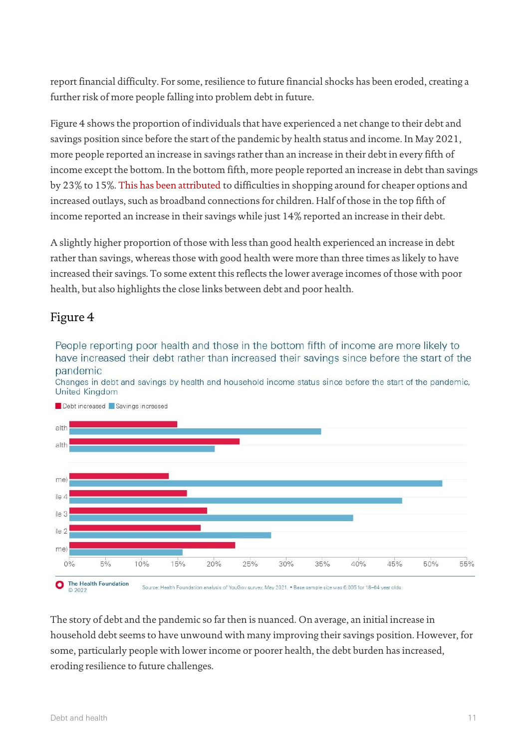report financial difficulty. For some, resilience to future financial shocks has been eroded, creating a further risk of more people falling into problem debt in future.

Figure 4 shows the proportion of individuals that have experienced a net change to their debt and savings position since before the start of the pandemic by health status and income. In May 2021, more people reported an increase in savings rather than an increase in their debt in every fifth of income except the bottom. In the bottom fifth, more people reported an increase in debt than savings by 23% to 15%. This has been attributed to difficulties in shopping around for cheaper options and increased outlays, such as broadband connections for children. Half of those in the top fifth of income reported an increase in their savings while just 14% reported an increase in their debt.

A slightly higher proportion of those with less than good health experienced an increase in debt rather than savings, whereas those with good health were more than three times as likely to have increased their savings. To some extent this reflects the lower average incomes of those with poor health, but also highlights the close links between debt and poor health.

## Figure 4

People reporting poor health and those in the bottom fifth of income are more likely to have increased their debt rather than increased their savings since before the start of the pandemic

Changes in debt and savings by health and household income status since before the start of the pandemic, United Kingdom

Debt increased | Savings increased

| Category | Debt increased | Savings increased |
|---|---|---|
| ...alth | ~15% | ~35% |
| ...alth | ~23% | ~20% |
| ...me) | ~14% | ~52% |
| ...ile 4 | ~16% | ~46% |
| ...ile 3 | ~19% | ~39% |
| ...ile 2 | ~18% | ~28% |
| ...me) | ~23% | ~15% |

The Health Foundation © 2022

Source: Health Foundation analysis of YouGov survey, May 2021. • Base sample size was 6,005 for 18–64 year olds.

The story of debt and the pandemic so far then is nuanced. On average, an initial increase in household debt seems to have unwound with many improving their savings position. However, for some, particularly people with lower income or poorer health, the debt burden has increased, eroding resilience to future challenges.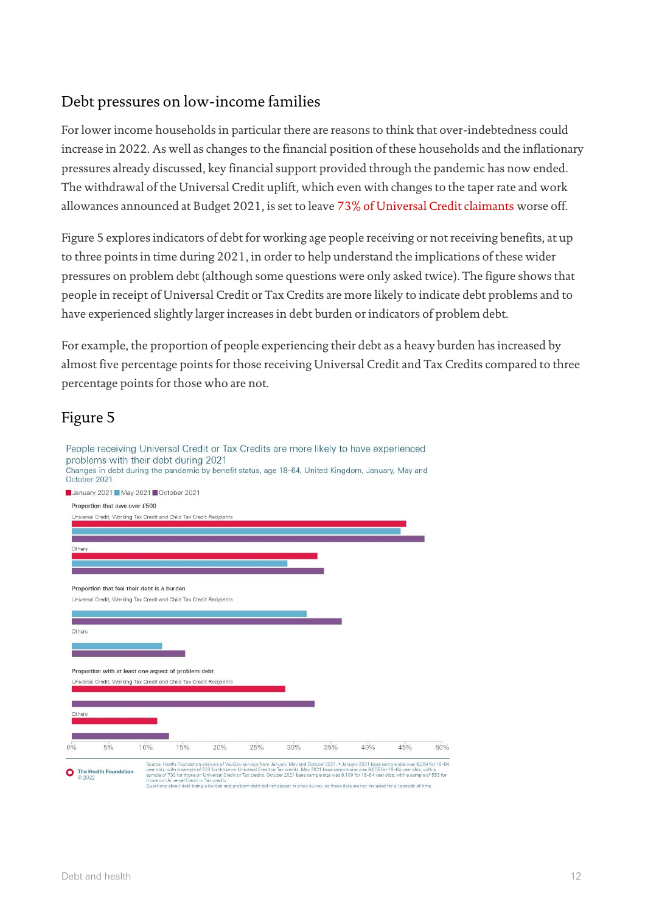## Debt pressures on low-income families

For lower income households in particular there are reasons to think that over-indebtedness could increase in 2022. As well as changes to the financial position of these households and the inflationary pressures already discussed, key financial support provided through the pandemic has now ended. The withdrawal of the Universal Credit uplift, which even with changes to the taper rate and work allowances announced at Budget 2021, is set to leave 73% of Universal Credit claimants worse off.

Figure 5 explores indicators of debt for working age people receiving or not receiving benefits, at up to three points in time during 2021, in order to help understand the implications of these wider pressures on problem debt (although some questions were only asked twice). The figure shows that people in receipt of Universal Credit or Tax Credits are more likely to indicate debt problems and to have experienced slightly larger increases in debt burden or indicators of problem debt.

For example, the proportion of people experiencing their debt as a heavy burden has increased by almost five percentage points for those receiving Universal Credit and Tax Credits compared to three percentage points for those who are not.

## Figure 5

People receiving Universal Credit or Tax Credits are more likely to have experienced problems with their debt during 2021

Changes in debt during the pandemic by benefit status, age 18–64, United Kingdom, January, May and October 2021

January 2021 | May 2021 | October 2021

**Proportion that owe over £500**
- Universal Credit, Working Tax Credit and Child Tax Credit Recipients
- Others

**Proportion that feel their debt is a burden**
- Universal Credit, Working Tax Credit and Child Tax Credit Recipients
- Others

**Proportion with at least one aspect of problem debt**
- Universal Credit, Working Tax Credit and Child Tax Credit Recipients
- Others

0% 5% 10% 15% 20% 25% 30% 35% 40% 45% 50%

The Health Foundation © 2022

Source: Health Foundation analysis of YouGov surveys from January, May and October 2021. • January 2021 base sample size was 6,264 for 18–64 year olds, with a sample of 623 for those on Universal Credit or Tax credits. May 2021 base sample size was 6,605 for 18–64 year olds, with a sample of 730 for those on Universal Credit or Tax credits. October 2021 base sample size was 6,100 for 18–64 year olds, with a sample of 553 for those on Universal Credit or Tax credits. Questions about debt being a burden and problem debt did not appear in every survey, so these data are not included for all periods of time.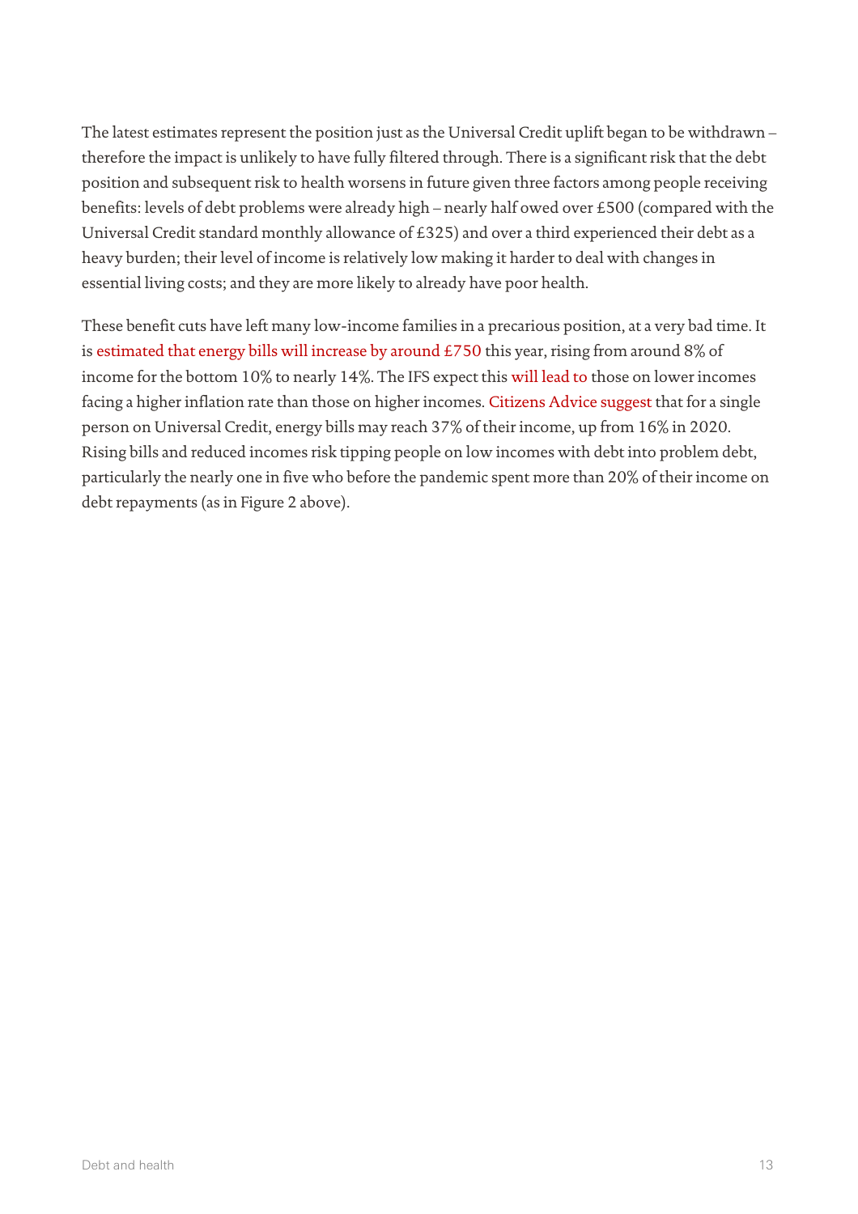The latest estimates represent the position just as the Universal Credit uplift began to be withdrawn – therefore the impact is unlikely to have fully filtered through. There is a significant risk that the debt position and subsequent risk to health worsens in future given three factors among people receiving benefits: levels of debt problems were already high – nearly half owed over £500 (compared with the Universal Credit standard monthly allowance of £325) and over a third experienced their debt as a heavy burden; their level of income is relatively low making it harder to deal with changes in essential living costs; and they are more likely to already have poor health.

These benefit cuts have left many low-income families in a precarious position, at a very bad time. It is estimated that energy bills will increase by around £750 this year, rising from around 8% of income for the bottom 10% to nearly 14%. The IFS expect this will lead to those on lower incomes facing a higher inflation rate than those on higher incomes. Citizens Advice suggest that for a single person on Universal Credit, energy bills may reach 37% of their income, up from 16% in 2020. Rising bills and reduced incomes risk tipping people on low incomes with debt into problem debt, particularly the nearly one in five who before the pandemic spent more than 20% of their income on debt repayments (as in Figure 2 above).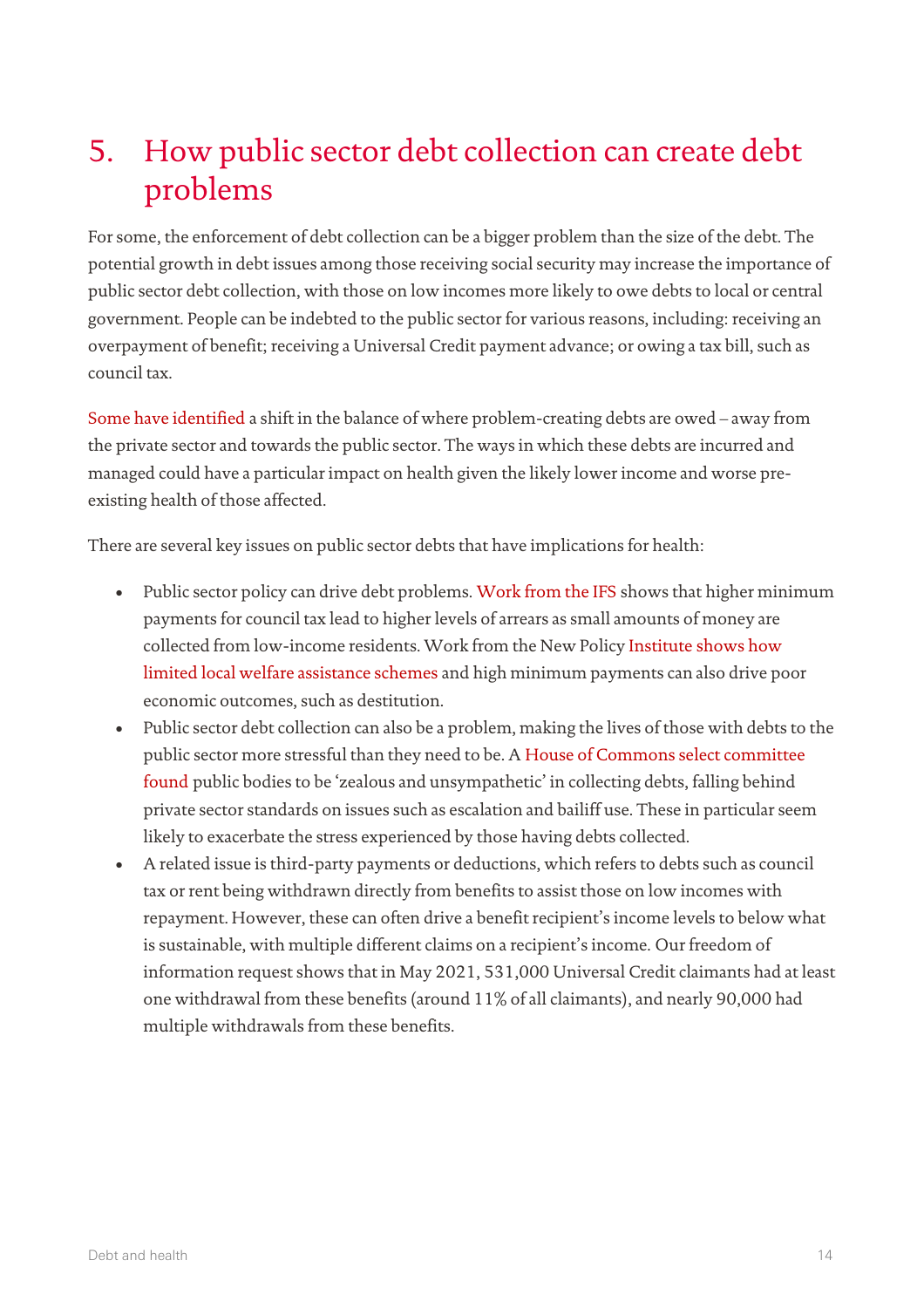# 5. How public sector debt collection can create debt problems

For some, the enforcement of debt collection can be a bigger problem than the size of the debt. The potential growth in debt issues among those receiving social security may increase the importance of public sector debt collection, with those on low incomes more likely to owe debts to local or central government. People can be indebted to the public sector for various reasons, including: receiving an overpayment of benefit; receiving a Universal Credit payment advance; or owing a tax bill, such as council tax.

Some have identified a shift in the balance of where problem-creating debts are owed – away from the private sector and towards the public sector. The ways in which these debts are incurred and managed could have a particular impact on health given the likely lower income and worse pre-existing health of those affected.

There are several key issues on public sector debts that have implications for health:

- Public sector policy can drive debt problems. Work from the IFS shows that higher minimum payments for council tax lead to higher levels of arrears as small amounts of money are collected from low-income residents. Work from the New Policy Institute shows how limited local welfare assistance schemes and high minimum payments can also drive poor economic outcomes, such as destitution.
- Public sector debt collection can also be a problem, making the lives of those with debts to the public sector more stressful than they need to be. A House of Commons select committee found public bodies to be 'zealous and unsympathetic' in collecting debts, falling behind private sector standards on issues such as escalation and bailiff use. These in particular seem likely to exacerbate the stress experienced by those having debts collected.
- A related issue is third-party payments or deductions, which refers to debts such as council tax or rent being withdrawn directly from benefits to assist those on low incomes with repayment. However, these can often drive a benefit recipient's income levels to below what is sustainable, with multiple different claims on a recipient's income. Our freedom of information request shows that in May 2021, 531,000 Universal Credit claimants had at least one withdrawal from these benefits (around 11% of all claimants), and nearly 90,000 had multiple withdrawals from these benefits.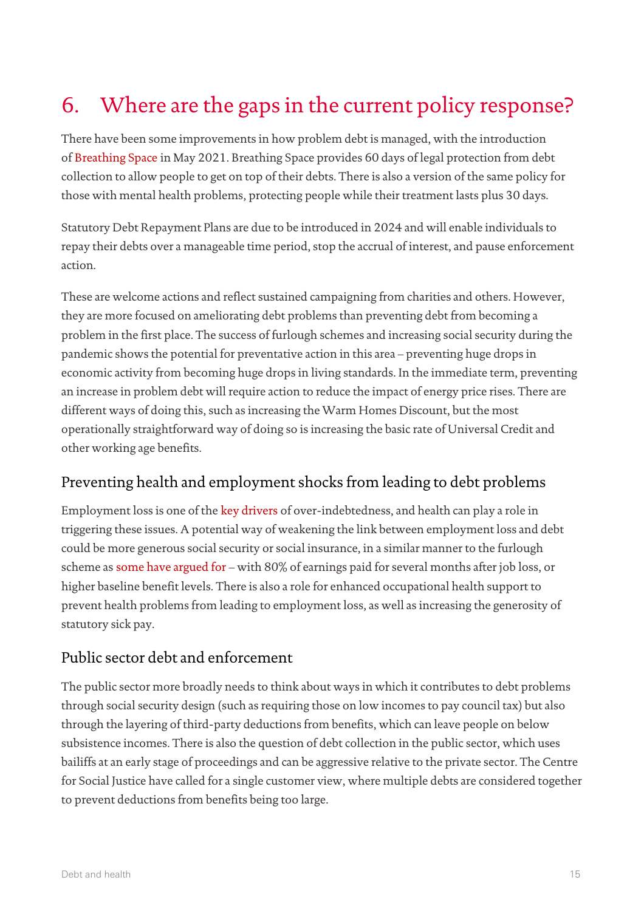# 6. Where are the gaps in the current policy response?

There have been some improvements in how problem debt is managed, with the introduction of Breathing Space in May 2021. Breathing Space provides 60 days of legal protection from debt collection to allow people to get on top of their debts. There is also a version of the same policy for those with mental health problems, protecting people while their treatment lasts plus 30 days.

Statutory Debt Repayment Plans are due to be introduced in 2024 and will enable individuals to repay their debts over a manageable time period, stop the accrual of interest, and pause enforcement action.

These are welcome actions and reflect sustained campaigning from charities and others. However, they are more focused on ameliorating debt problems than preventing debt from becoming a problem in the first place. The success of furlough schemes and increasing social security during the pandemic shows the potential for preventative action in this area – preventing huge drops in economic activity from becoming huge drops in living standards. In the immediate term, preventing an increase in problem debt will require action to reduce the impact of energy price rises. There are different ways of doing this, such as increasing the Warm Homes Discount, but the most operationally straightforward way of doing so is increasing the basic rate of Universal Credit and other working age benefits.

## Preventing health and employment shocks from leading to debt problems

Employment loss is one of the key drivers of over-indebtedness, and health can play a role in triggering these issues. A potential way of weakening the link between employment loss and debt could be more generous social security or social insurance, in a similar manner to the furlough scheme as some have argued for – with 80% of earnings paid for several months after job loss, or higher baseline benefit levels. There is also a role for enhanced occupational health support to prevent health problems from leading to employment loss, as well as increasing the generosity of statutory sick pay.

## Public sector debt and enforcement

The public sector more broadly needs to think about ways in which it contributes to debt problems through social security design (such as requiring those on low incomes to pay council tax) but also through the layering of third-party deductions from benefits, which can leave people on below subsistence incomes. There is also the question of debt collection in the public sector, which uses bailiffs at an early stage of proceedings and can be aggressive relative to the private sector. The Centre for Social Justice have called for a single customer view, where multiple debts are considered together to prevent deductions from benefits being too large.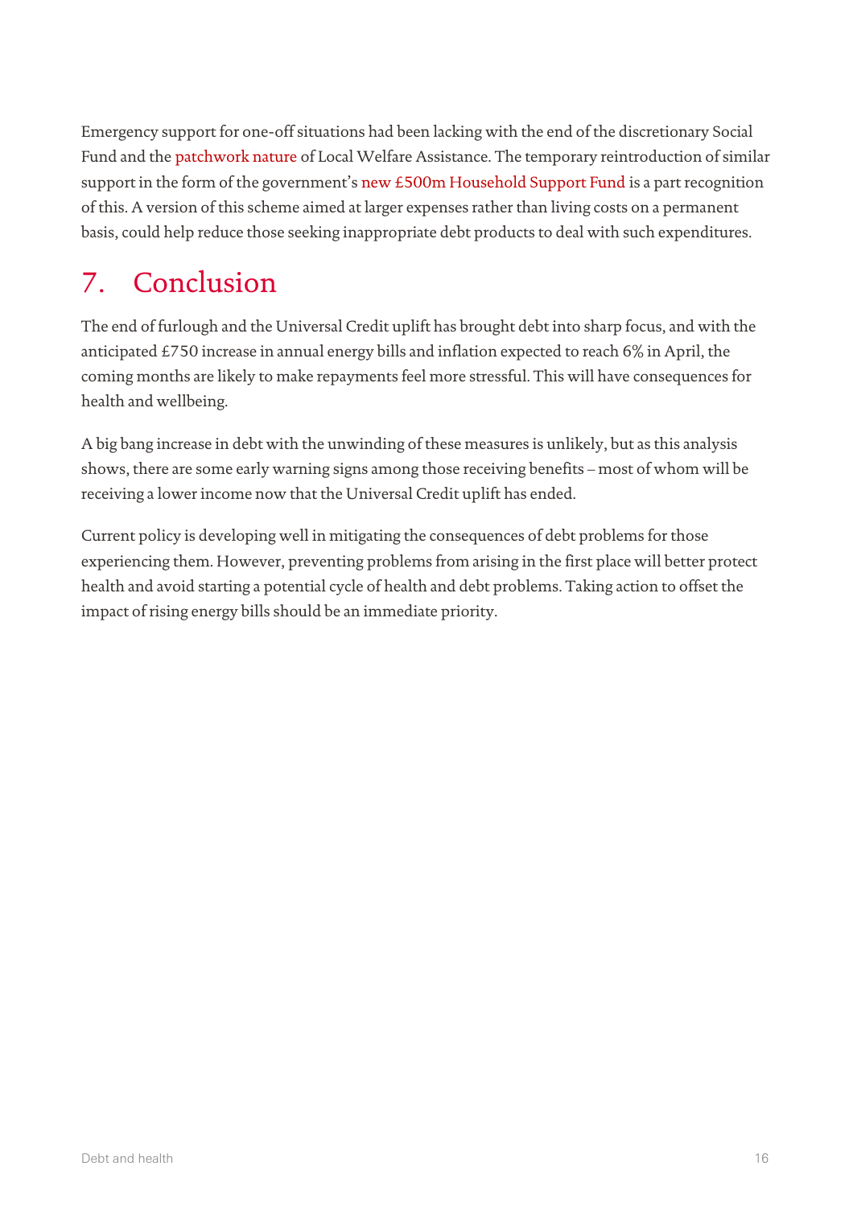Emergency support for one-off situations had been lacking with the end of the discretionary Social Fund and the patchwork nature of Local Welfare Assistance. The temporary reintroduction of similar support in the form of the government's new £500m Household Support Fund is a part recognition of this. A version of this scheme aimed at larger expenses rather than living costs on a permanent basis, could help reduce those seeking inappropriate debt products to deal with such expenditures.

# 7. Conclusion

The end of furlough and the Universal Credit uplift has brought debt into sharp focus, and with the anticipated £750 increase in annual energy bills and inflation expected to reach 6% in April, the coming months are likely to make repayments feel more stressful. This will have consequences for health and wellbeing.

A big bang increase in debt with the unwinding of these measures is unlikely, but as this analysis shows, there are some early warning signs among those receiving benefits – most of whom will be receiving a lower income now that the Universal Credit uplift has ended.

Current policy is developing well in mitigating the consequences of debt problems for those experiencing them. However, preventing problems from arising in the first place will better protect health and avoid starting a potential cycle of health and debt problems. Taking action to offset the impact of rising energy bills should be an immediate priority.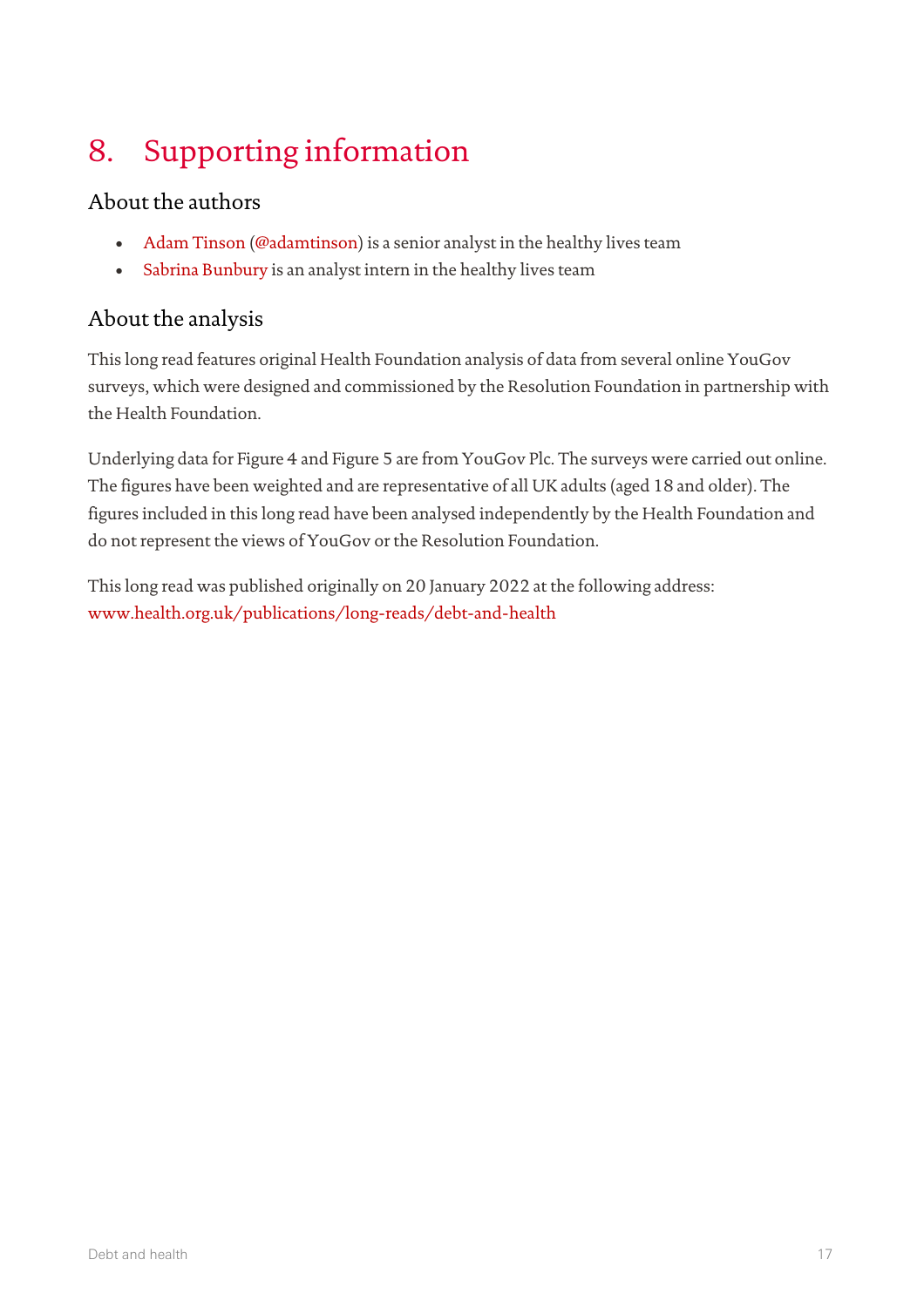# 8. Supporting information

## About the authors

- Adam Tinson (@adamtinson) is a senior analyst in the healthy lives team
- Sabrina Bunbury is an analyst intern in the healthy lives team

## About the analysis

This long read features original Health Foundation analysis of data from several online YouGov surveys, which were designed and commissioned by the Resolution Foundation in partnership with the Health Foundation.

Underlying data for Figure 4 and Figure 5 are from YouGov Plc. The surveys were carried out online. The figures have been weighted and are representative of all UK adults (aged 18 and older). The figures included in this long read have been analysed independently by the Health Foundation and do not represent the views of YouGov or the Resolution Foundation.

This long read was published originally on 20 January 2022 at the following address: www.health.org.uk/publications/long-reads/debt-and-health